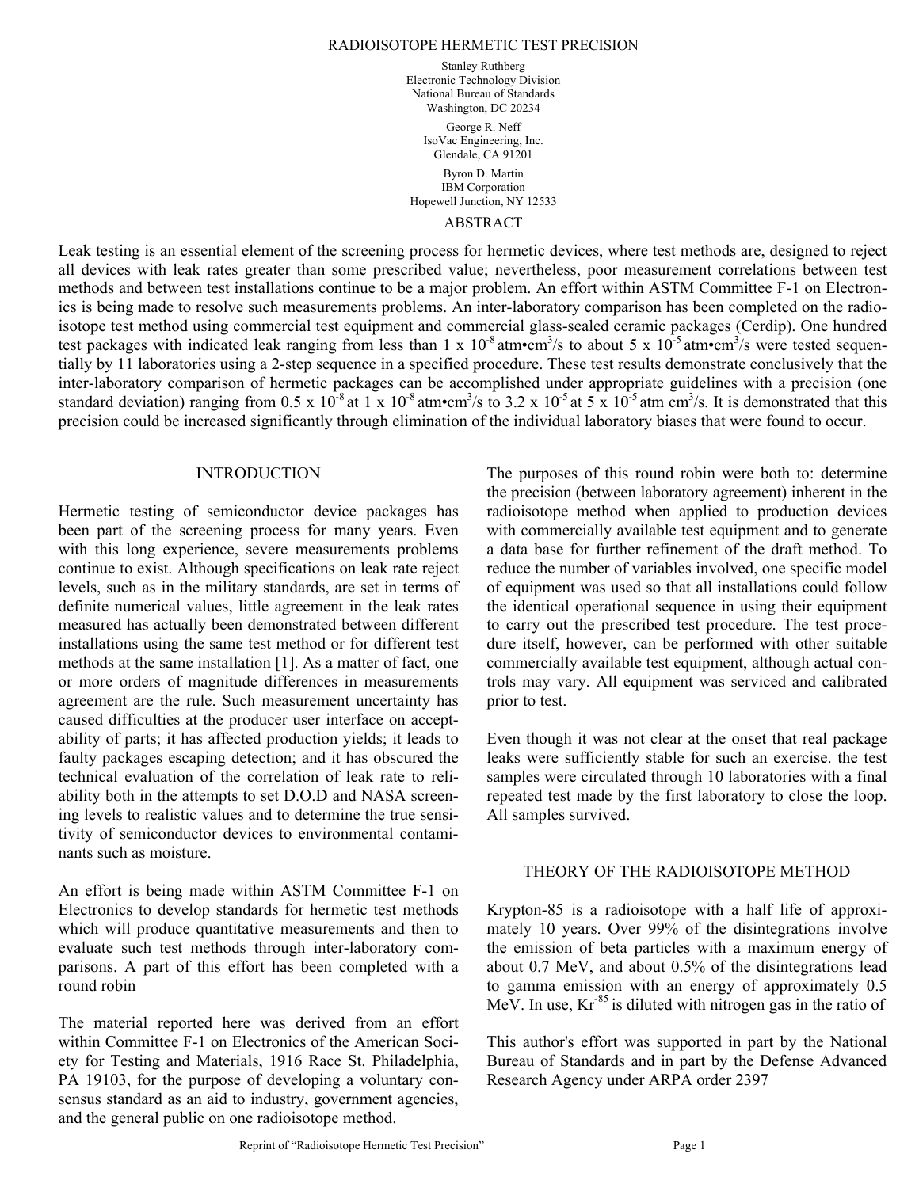# RADIOISOTOPE HERMETIC TEST PRECISION

Stanley Ruthberg
Electronic Technology Division
National Bureau of Standards
Washington, DC 20234

George R. Neff
IsoVac Engineering, Inc.
Glendale, CA 91201

Byron D. Martin
IBM Corporation
Hopewell Junction, NY 12533

## ABSTRACT

Leak testing is an essential element of the screening process for hermetic devices, where test methods are, designed to reject all devices with leak rates greater than some prescribed value; nevertheless, poor measurement correlations between test methods and between test installations continue to be a major problem. An effort within ASTM Committee F-1 on Electronics is being made to resolve such measurements problems. An inter-laboratory comparison has been completed on the radioisotope test method using commercial test equipment and commercial glass-sealed ceramic packages (Cerdip). One hundred test packages with indicated leak ranging from less than 1 x $10^{-8}$ atm•cm$^3$/s to about 5 x $10^{-5}$ atm•cm$^3$/s were tested sequentially by 11 laboratories using a 2-step sequence in a specified procedure. These test results demonstrate conclusively that the inter-laboratory comparison of hermetic packages can be accomplished under appropriate guidelines with a precision (one standard deviation) ranging from 0.5 x $10^{-8}$ at 1 x $10^{-8}$ atm•cm$^3$/s to 3.2 x $10^{-5}$ at 5 x $10^{-5}$ atm cm$^3$/s. It is demonstrated that this precision could be increased significantly through elimination of the individual laboratory biases that were found to occur.

## INTRODUCTION

Hermetic testing of semiconductor device packages has been part of the screening process for many years. Even with this long experience, severe measurements problems continue to exist. Although specifications on leak rate reject levels, such as in the military standards, are set in terms of definite numerical values, little agreement in the leak rates measured has actually been demonstrated between different installations using the same test method or for different test methods at the same installation [1]. As a matter of fact, one or more orders of magnitude differences in measurements agreement are the rule. Such measurement uncertainty has caused difficulties at the producer user interface on acceptability of parts; it has affected production yields; it leads to faulty packages escaping detection; and it has obscured the technical evaluation of the correlation of leak rate to reliability both in the attempts to set D.O.D and NASA screening levels to realistic values and to determine the true sensitivity of semiconductor devices to environmental contaminants such as moisture.

An effort is being made within ASTM Committee F-1 on Electronics to develop standards for hermetic test methods which will produce quantitative measurements and then to evaluate such test methods through inter-laboratory comparisons. A part of this effort has been completed with a round robin

The material reported here was derived from an effort within Committee F-1 on Electronics of the American Society for Testing and Materials, 1916 Race St. Philadelphia, PA 19103, for the purpose of developing a voluntary consensus standard as an aid to industry, government agencies, and the general public on one radioisotope method.

The purposes of this round robin were both to: determine the precision (between laboratory agreement) inherent in the radioisotope method when applied to production devices with commercially available test equipment and to generate a data base for further refinement of the draft method. To reduce the number of variables involved, one specific model of equipment was used so that all installations could follow the identical operational sequence in using their equipment to carry out the prescribed test procedure. The test procedure itself, however, can be performed with other suitable commercially available test equipment, although actual controls may vary. All equipment was serviced and calibrated prior to test.

Even though it was not clear at the onset that real package leaks were sufficiently stable for such an exercise. the test samples were circulated through 10 laboratories with a final repeated test made by the first laboratory to close the loop. All samples survived.

## THEORY OF THE RADIOISOTOPE METHOD

Krypton-85 is a radioisotope with a half life of approximately 10 years. Over 99% of the disintegrations involve the emission of beta particles with a maximum energy of about 0.7 MeV, and about 0.5% of the disintegrations lead to gamma emission with an energy of approximately 0.5 MeV. In use, $Kr^{-85}$ is diluted with nitrogen gas in the ratio of

This author's effort was supported in part by the National Bureau of Standards and in part by the Defense Advanced Research Agency under ARPA order 2397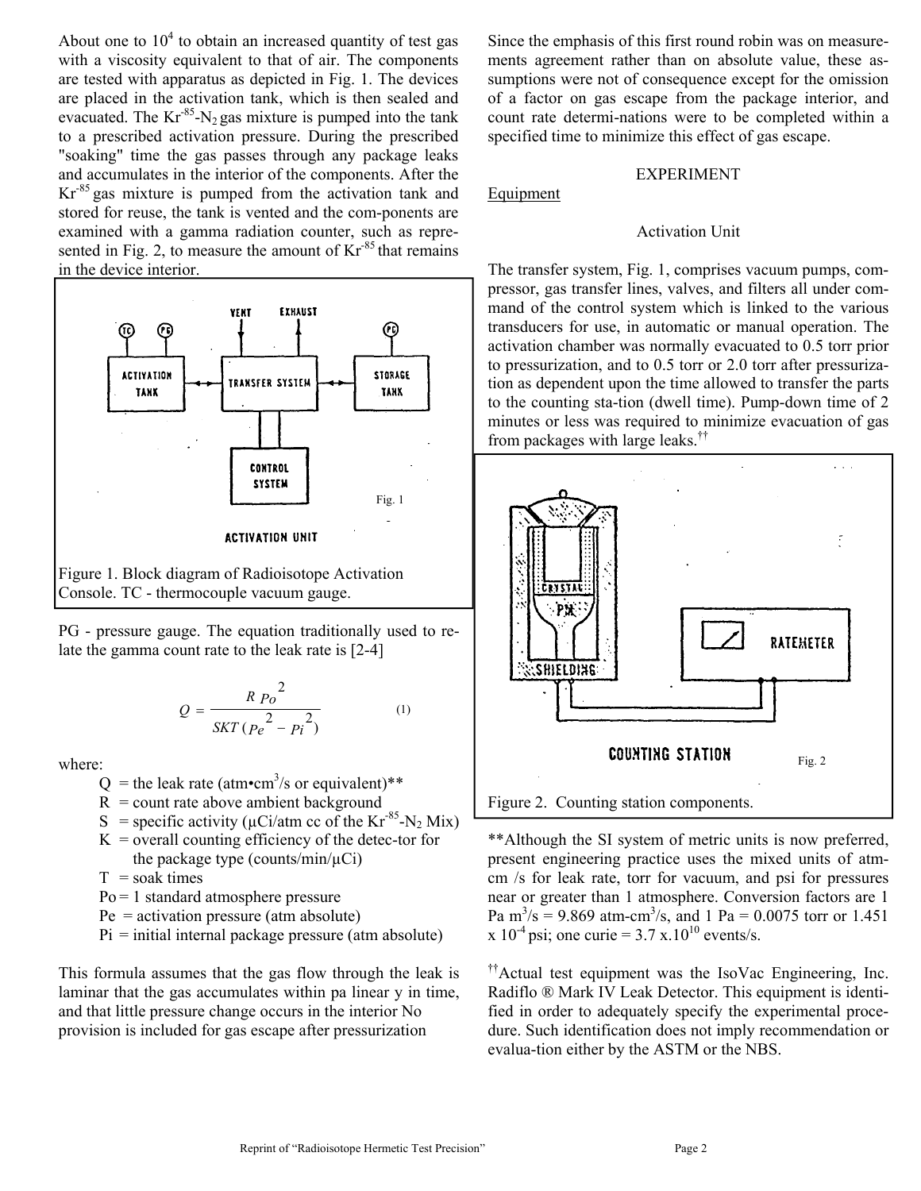About one to $10^4$ to obtain an increased quantity of test gas with a viscosity equivalent to that of air. The components are tested with apparatus as depicted in Fig. 1. The devices are placed in the activation tank, which is then sealed and evacuated. The $Kr^{-85}$-$N_2$ gas mixture is pumped into the tank to a prescribed activation pressure. During the prescribed "soaking" time the gas passes through any package leaks and accumulates in the interior of the components. After the $Kr^{-85}$ gas mixture is pumped from the activation tank and stored for reuse, the tank is vented and the com-ponents are examined with a gamma radiation counter, such as repre-sented in Fig. 2, to measure the amount of $Kr^{-85}$ that remains in the device interior.

Figure 1. Block diagram of Radioisotope Activation Console. TC - thermocouple vacuum gauge. PG - pressure gauge.

The equation traditionally used to relate the gamma count rate to the leak rate is [2-4]

$$Q = \frac{R\,Po^2}{SKT\,(Pe^2 - Pi^2)} \qquad (1)$$

where:

- Q = the leak rate (atm•cm$^3$/s or equivalent)**
- R = count rate above ambient background
- S = specific activity (µCi/atm cc of the $Kr^{-85}$-$N_2$ Mix)
- K = overall counting efficiency of the detec-tor for the package type (counts/min/µCi)
- T = soak times
- Po = 1 standard atmosphere pressure
- Pe = activation pressure (atm absolute)
- Pi = initial internal package pressure (atm absolute)

This formula assumes that the gas flow through the leak is laminar that the gas accumulates within pa linear y in time, and that little pressure change occurs in the interior No provision is included for gas escape after pressurization

Since the emphasis of this first round robin was on measure-ments agreement rather than on absolute value, these as-sumptions were not of consequence except for the omission of a factor on gas escape from the package interior, and count rate determi-nations were to be completed within a specified time to minimize this effect of gas escape.

## EXPERIMENT

Equipment

### Activation Unit

The transfer system, Fig. 1, comprises vacuum pumps, com-pressor, gas transfer lines, valves, and filters all under com-mand of the control system which is linked to the various transducers for use, in automatic or manual operation. The activation chamber was normally evacuated to 0.5 torr prior to pressurization, and to 0.5 torr or 2.0 torr after pressuriza-tion as dependent upon the time allowed to transfer the parts to the counting sta-tion (dwell time). Pump-down time of 2 minutes or less was required to minimize evacuation of gas from packages with large leaks.[††]

Figure 2. Counting station components.

**Although the SI system of metric units is now preferred, present engineering practice uses the mixed units of atm-cm /s for leak rate, torr for vacuum, and psi for pressures near or greater than 1 atmosphere. Conversion factors are 1 Pa m$^3$/s = 9.869 atm-cm$^3$/s, and 1 Pa = 0.0075 torr or 1.451 x $10^{-4}$ psi; one curie = 3.7 x.$10^{10}$ events/s.

[††]Actual test equipment was the IsoVac Engineering, Inc. Radiflo ® Mark IV Leak Detector. This equipment is identi-fied in order to adequately specify the experimental proce-dure. Such identification does not imply recommendation or evalua-tion either by the ASTM or the NBS.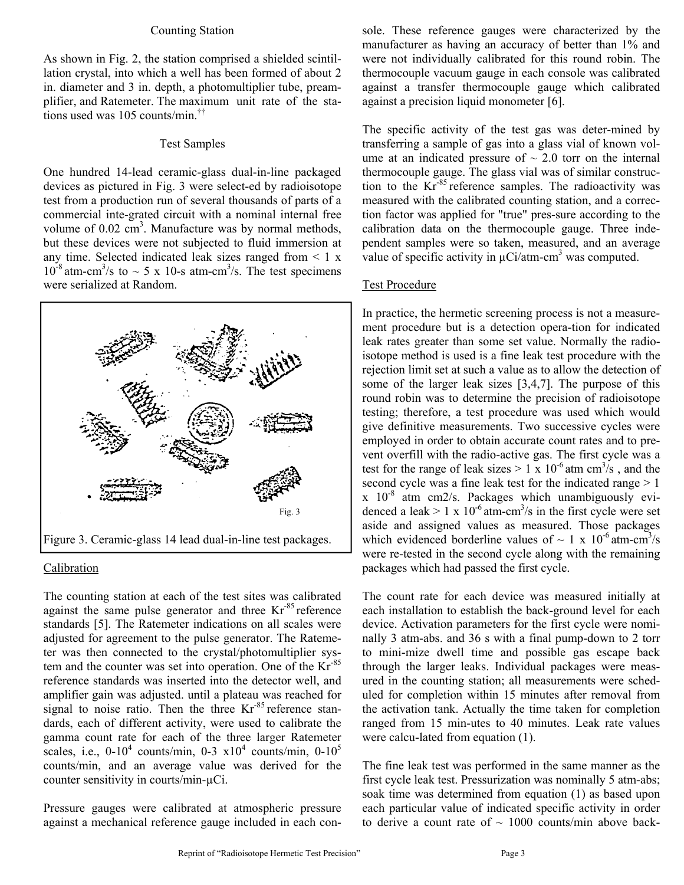### Counting Station

As shown in Fig. 2, the station comprised a shielded scintillation crystal, into which a well has been formed of about 2 in. diameter and 3 in. depth, a photomultiplier tube, preamplifier, and Ratemeter. The maximum unit rate of the stations used was 105 counts/min.[††]

### Test Samples

One hundred 14-lead ceramic-glass dual-in-line packaged devices as pictured in Fig. 3 were select-ed by radioisotope test from a production run of several thousands of parts of a commercial inte-grated circuit with a nominal internal free volume of 0.02 $cm^3$. Manufacture was by normal methods, but these devices were not subjected to fluid immersion at any time. Selected indicated leak sizes ranged from < 1 x $10^{-8}$ atm-$cm^3$/s to ~ 5 x 10-s atm-$cm^3$/s. The test specimens were serialized at Random.

Fig. 3

Figure 3. Ceramic-glass 14 lead dual-in-line test packages.

### Calibration

The counting station at each of the test sites was calibrated against the same pulse generator and three $Kr^{-85}$ reference standards [5]. The Ratemeter indications on all scales were adjusted for agreement to the pulse generator. The Ratemeter was then connected to the crystal/photomultiplier system and the counter was set into operation. One of the $Kr^{-85}$ reference standards was inserted into the detector well, and amplifier gain was adjusted. until a plateau was reached for signal to noise ratio. Then the three $Kr^{-85}$ reference standards, each of different activity, were used to calibrate the gamma count rate for each of the three larger Ratemeter scales, i.e., 0-$10^4$ counts/min, 0-3 x$10^4$ counts/min, 0-$10^5$ counts/min, and an average value was derived for the counter sensitivity in courts/min-μCi.

Pressure gauges were calibrated at atmospheric pressure against a mechanical reference gauge included in each console. These reference gauges were characterized by the manufacturer as having an accuracy of better than 1% and were not individually calibrated for this round robin. The thermocouple vacuum gauge in each console was calibrated against a transfer thermocouple gauge which calibrated against a precision liquid monometer [6].

The specific activity of the test gas was deter-mined by transferring a sample of gas into a glass vial of known volume at an indicated pressure of ~ 2.0 torr on the internal thermocouple gauge. The glass vial was of similar construction to the $Kr^{-85}$ reference samples. The radioactivity was measured with the calibrated counting station, and a correction factor was applied for "true" pres-sure according to the calibration data on the thermocouple gauge. Three independent samples were so taken, measured, and an average value of specific activity in μCi/atm-$cm^3$ was computed.

### Test Procedure

In practice, the hermetic screening process is not a measurement procedure but is a detection opera-tion for indicated leak rates greater than some set value. Normally the radioisotope method is used is a fine leak test procedure with the rejection limit set at such a value as to allow the detection of some of the larger leak sizes [3,4,7]. The purpose of this round robin was to determine the precision of radioisotope testing; therefore, a test procedure was used which would give definitive measurements. Two successive cycles were employed in order to obtain accurate count rates and to prevent overfill with the radio-active gas. The first cycle was a test for the range of leak sizes > 1 x $10^{-6}$ atm $cm^3$/s , and the second cycle was a fine leak test for the indicated range > 1 x $10^{-8}$ atm cm2/s. Packages which unambiguously evidenced a leak > 1 x $10^{-6}$ atm-$cm^3$/s in the first cycle were set aside and assigned values as measured. Those packages which evidenced borderline values of ~ 1 x $10^{-6}$ atm-$cm^3$/s were re-tested in the second cycle along with the remaining packages which had passed the first cycle.

The count rate for each device was measured initially at each installation to establish the back-ground level for each device. Activation parameters for the first cycle were nominally 3 atm-abs. and 36 s with a final pump-down to 2 torr to mini-mize dwell time and possible gas escape back through the larger leaks. Individual packages were measured in the counting station; all measurements were scheduled for completion within 15 minutes after removal from the activation tank. Actually the time taken for completion ranged from 15 min-utes to 40 minutes. Leak rate values were calcu-lated from equation (1).

The fine leak test was performed in the same manner as the first cycle leak test. Pressurization was nominally 5 atm-abs; soak time was determined from equation (1) as based upon each particular value of indicated specific activity in order to derive a count rate of ~ 1000 counts/min above back-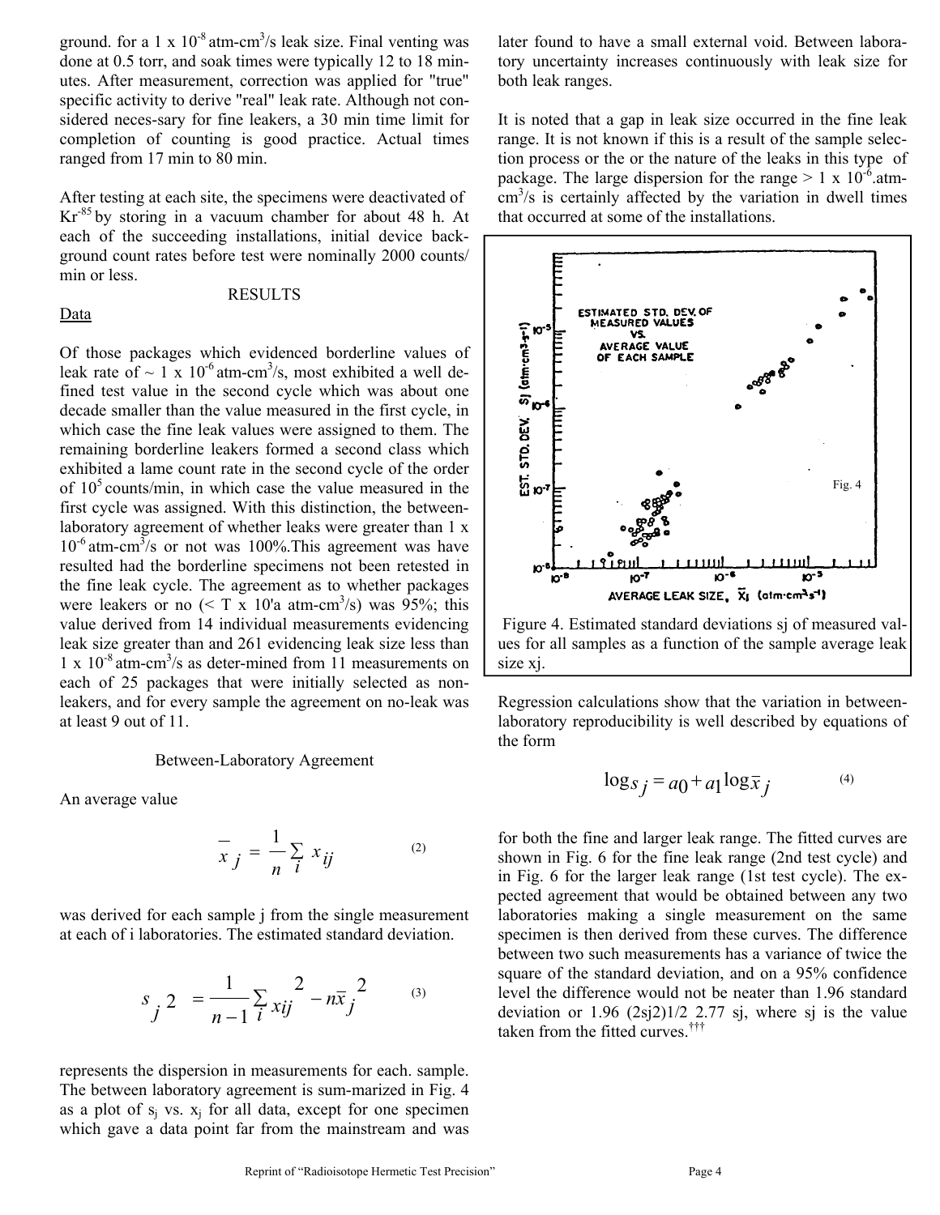ground. for a 1 x $10^{-8}$ atm-cm$^3$/s leak size. Final venting was done at 0.5 torr, and soak times were typically 12 to 18 minutes. After measurement, correction was applied for "true" specific activity to derive "real" leak rate. Although not considered neces-sary for fine leakers, a 30 min time limit for completion of counting is good practice. Actual times ranged from 17 min to 80 min.

After testing at each site, the specimens were deactivated of $Kr^{-85}$ by storing in a vacuum chamber for about 48 h. At each of the succeeding installations, initial device background count rates before test were nominally 2000 counts/ min or less.

## RESULTS

### Data

Of those packages which evidenced borderline values of leak rate of ~ 1 x $10^{-6}$ atm-cm$^3$/s, most exhibited a well defined test value in the second cycle which was about one decade smaller than the value measured in the first cycle, in which case the fine leak values were assigned to them. The remaining borderline leakers formed a second class which exhibited a lame count rate in the second cycle of the order of $10^5$ counts/min, in which case the value measured in the first cycle was assigned. With this distinction, the between-laboratory agreement of whether leaks were greater than 1 x $10^{-6}$ atm-cm$^3$/s or not was 100%.This agreement was have resulted had the borderline specimens not been retested in the fine leak cycle. The agreement as to whether packages were leakers or no (< T x 10'a atm-cm$^3$/s) was 95%; this value derived from 14 individual measurements evidencing leak size greater than and 261 evidencing leak size less than 1 x $10^{-8}$ atm-cm$^3$/s as deter-mined from 11 measurements on each of 25 packages that were initially selected as non-leakers, and for every sample the agreement on no-leak was at least 9 out of 11.

### Between-Laboratory Agreement

An average value

$$\bar{x}_j = \frac{1}{n}\sum_i x_{ij} \tag{2}$$

was derived for each sample j from the single measurement at each of i laboratories. The estimated standard deviation.

$$s_j^2 = \frac{1}{n-1}\sum_i x_{ij}^2 - n\bar{x}_j^2 \tag{3}$$

represents the dispersion in measurements for each. sample. The between laboratory agreement is sum-marized in Fig. 4 as a plot of $s_j$ vs. $x_j$ for all data, except for one specimen which gave a data point far from the mainstream and was later found to have a small external void. Between laboratory uncertainty increases continuously with leak size for both leak ranges.

It is noted that a gap in leak size occurred in the fine leak range. It is not known if this is a result of the sample selection process or the or the nature of the leaks in this type of package. The large dispersion for the range > 1 x $10^{-6}$.atm-cm$^3$/s is certainly affected by the variation in dwell times that occurred at some of the installations.

Fig. 4

Figure 4. Estimated standard deviations sj of measured values for all samples as a function of the sample average leak size xj.

Regression calculations show that the variation in between-laboratory reproducibility is well described by equations of the form

$$\log s_j = a_0 + a_1 \log \bar{x}_j \tag{4}$$

for both the fine and larger leak range. The fitted curves are shown in Fig. 6 for the fine leak range (2nd test cycle) and in Fig. 6 for the larger leak range (1st test cycle). The expected agreement that would be obtained between any two laboratories making a single measurement on the same specimen is then derived from these curves. The difference between two such measurements has a variance of twice the square of the standard deviation, and on a 95% confidence level the difference would not be neater than 1.96 standard deviation or 1.96 (2sj2)1/2 2.77 sj, where sj is the value taken from the fitted curves.†††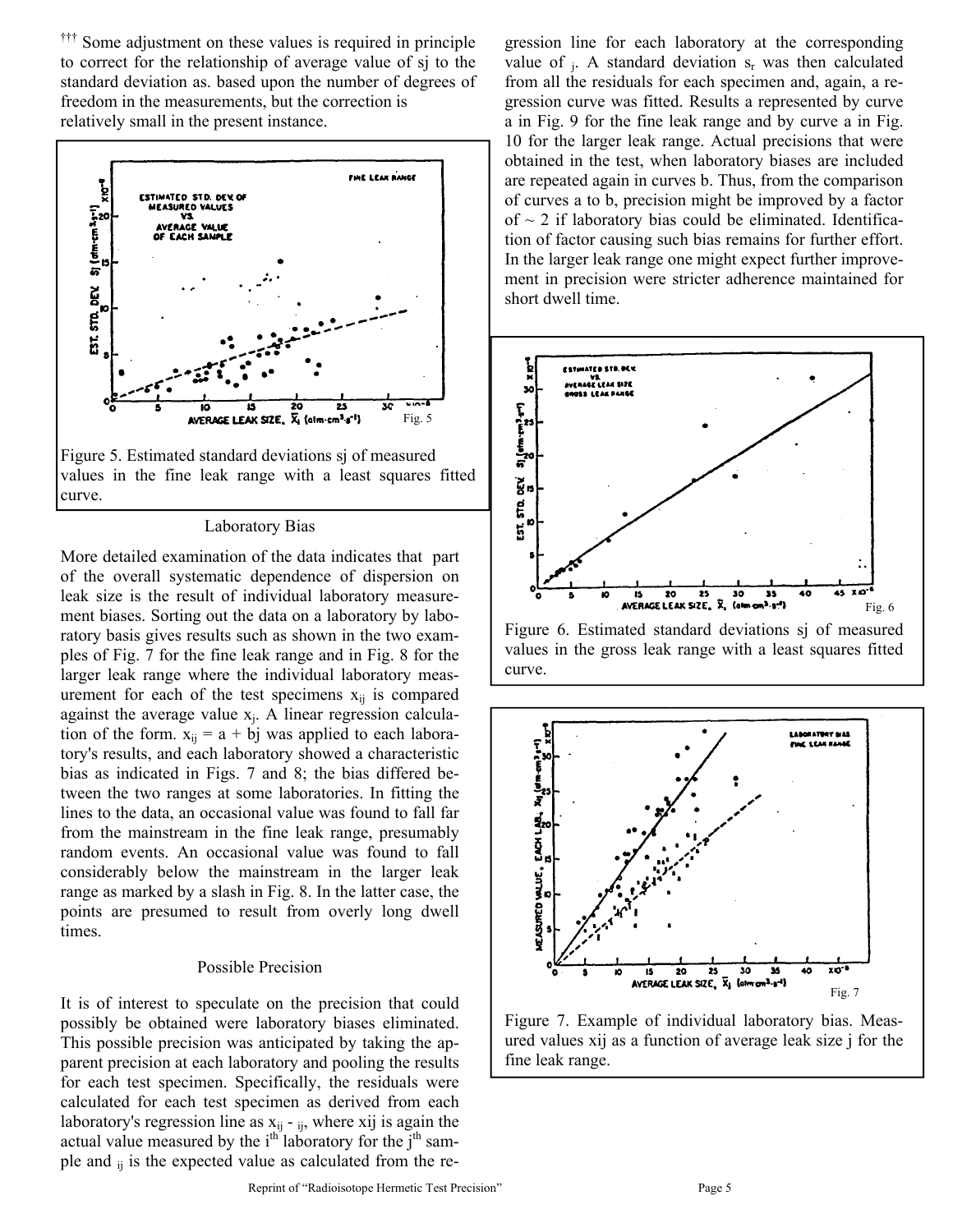††† Some adjustment on these values is required in principle to correct for the relationship of average value of sj to the standard deviation as. based upon the number of degrees of freedom in the measurements, but the correction is relatively small in the present instance.

Figure 5. Estimated standard deviations sj of measured values in the fine leak range with a least squares fitted curve.

## Laboratory Bias

More detailed examination of the data indicates that part of the overall systematic dependence of dispersion on leak size is the result of individual laboratory measurement biases. Sorting out the data on a laboratory by laboratory basis gives results such as shown in the two examples of Fig. 7 for the fine leak range and in Fig. 8 for the larger leak range where the individual laboratory measurement for each of the test specimens $x_{ij}$ is compared against the average value $x_j$. A linear regression calculation of the form. $x_{ij} = a + bj$ was applied to each laboratory's results, and each laboratory showed a characteristic bias as indicated in Figs. 7 and 8; the bias differed between the two ranges at some laboratories. In fitting the lines to the data, an occasional value was found to fall far from the mainstream in the fine leak range, presumably random events. An occasional value was found to fall considerably below the mainstream in the larger leak range as marked by a slash in Fig. 8. In the latter case, the points are presumed to result from overly long dwell times.

## Possible Precision

It is of interest to speculate on the precision that could possibly be obtained were laboratory biases eliminated. This possible precision was anticipated by taking the apparent precision at each laboratory and pooling the results for each test specimen. Specifically, the residuals were calculated for each test specimen as derived from each laboratory's regression line as $x_{ij}$ - $_{ij}$, where xij is again the actual value measured by the $i^{th}$ laboratory for the $j^{th}$ sample and $_{ij}$ is the expected value as calculated from the regression line for each laboratory at the corresponding value of $_j$. A standard deviation $s_r$ was then calculated from all the residuals for each specimen and, again, a regression curve was fitted. Results a represented by curve a in Fig. 9 for the fine leak range and by curve a in Fig. 10 for the larger leak range. Actual precisions that were obtained in the test, when laboratory biases are included are repeated again in curves b. Thus, from the comparison of curves a to b, precision might be improved by a factor of ~ 2 if laboratory bias could be eliminated. Identification of factor causing such bias remains for further effort. In the larger leak range one might expect further improvement in precision were stricter adherence maintained for short dwell time.

Figure 6. Estimated standard deviations sj of measured values in the gross leak range with a least squares fitted curve.

Figure 7. Example of individual laboratory bias. Measured values xij as a function of average leak size j for the fine leak range.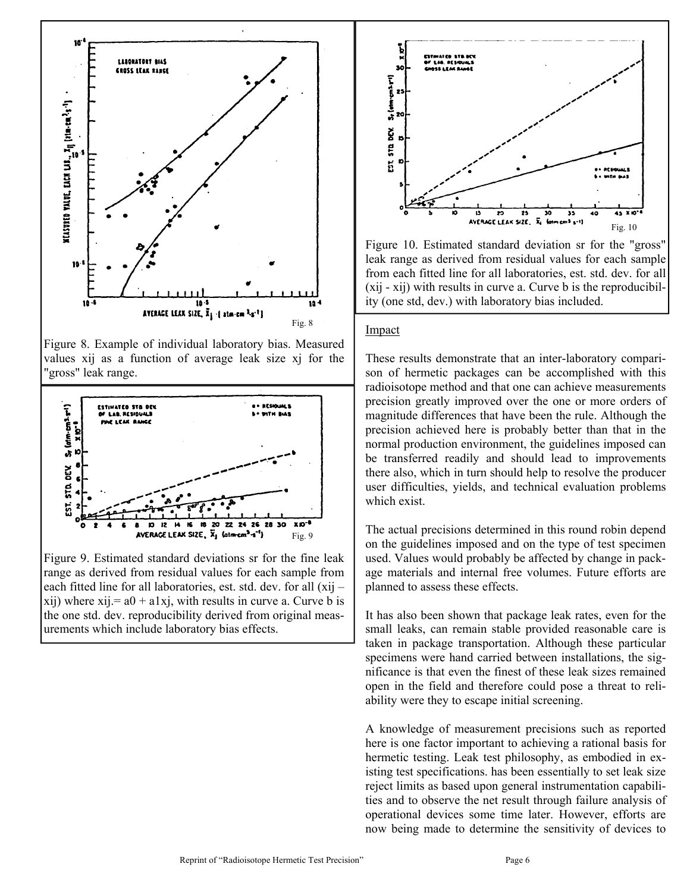Figure 8. Example of individual laboratory bias. Measured values xij as a function of average leak size xj for the "gross" leak range.

Figure 9. Estimated standard deviations sr for the fine leak range as derived from residual values for each sample from each fitted line for all laboratories, est. std. dev. for all (xij – xij) where xij.= a0 + a1xj, with results in curve a. Curve b is the one std. dev. reproducibility derived from original measurements which include laboratory bias effects.

Figure 10. Estimated standard deviation sr for the "gross" leak range as derived from residual values for each sample from each fitted line for all laboratories, est. std. dev. for all (xij - xij) with results in curve a. Curve b is the reproducibility (one std, dev.) with laboratory bias included.

## Impact

These results demonstrate that an inter-laboratory comparison of hermetic packages can be accomplished with this radioisotope method and that one can achieve measurements precision greatly improved over the one or more orders of magnitude differences that have been the rule. Although the precision achieved here is probably better than that in the normal production environment, the guidelines imposed can be transferred readily and should lead to improvements there also, which in turn should help to resolve the producer user difficulties, yields, and technical evaluation problems which exist.

The actual precisions determined in this round robin depend on the guidelines imposed and on the type of test specimen used. Values would probably be affected by change in package materials and internal free volumes. Future efforts are planned to assess these effects.

It has also been shown that package leak rates, even for the small leaks, can remain stable provided reasonable care is taken in package transportation. Although these particular specimens were hand carried between installations, the significance is that even the finest of these leak sizes remained open in the field and therefore could pose a threat to reliability were they to escape initial screening.

A knowledge of measurement precisions such as reported here is one factor important to achieving a rational basis for hermetic testing. Leak test philosophy, as embodied in existing test specifications. has been essentially to set leak size reject limits as based upon general instrumentation capabilities and to observe the net result through failure analysis of operational devices some time later. However, efforts are now being made to determine the sensitivity of devices to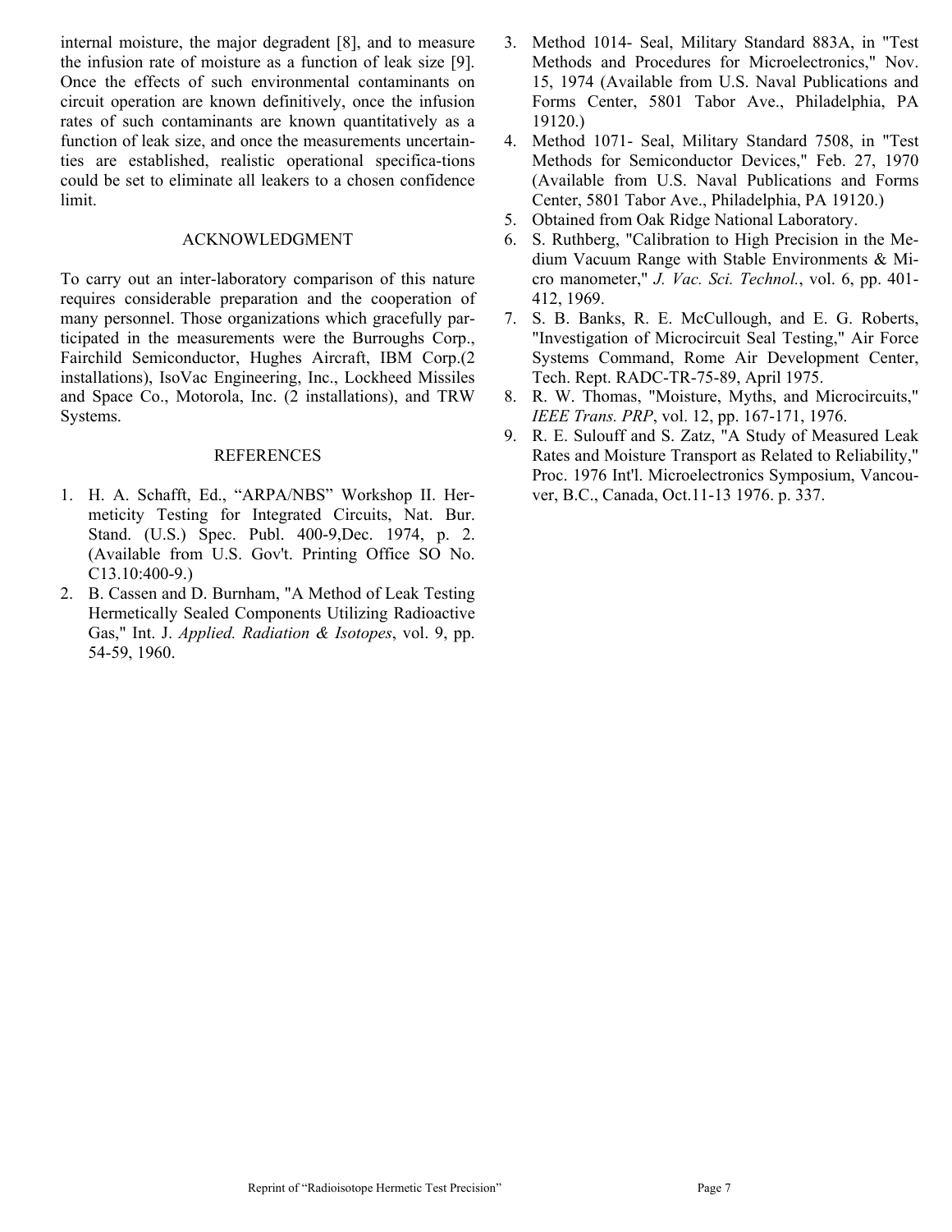internal moisture, the major degradent [8], and to measure the infusion rate of moisture as a function of leak size [9]. Once the effects of such environmental contaminants on circuit operation are known definitively, once the infusion rates of such contaminants are known quantitatively as a function of leak size, and once the measurements uncertainties are established, realistic operational specifications could be set to eliminate all leakers to a chosen confidence limit.

## ACKNOWLEDGMENT

To carry out an inter-laboratory comparison of this nature requires considerable preparation and the cooperation of many personnel. Those organizations which gracefully participated in the measurements were the Burroughs Corp., Fairchild Semiconductor, Hughes Aircraft, IBM Corp.(2 installations), IsoVac Engineering, Inc., Lockheed Missiles and Space Co., Motorola, Inc. (2 installations), and TRW Systems.

## REFERENCES

1. H. A. Schafft, Ed., “ARPA/NBS” Workshop II. Hermeticity Testing for Integrated Circuits, Nat. Bur. Stand. (U.S.) Spec. Publ. 400-9,Dec. 1974, p. 2. (Available from U.S. Gov't. Printing Office SO No. C13.10:400-9.)
2. B. Cassen and D. Burnham, "A Method of Leak Testing Hermetically Sealed Components Utilizing Radioactive Gas," Int. J. *Applied. Radiation & Isotopes*, vol. 9, pp. 54-59, 1960.
3. Method 1014- Seal, Military Standard 883A, in "Test Methods and Procedures for Microelectronics," Nov. 15, 1974 (Available from U.S. Naval Publications and Forms Center, 5801 Tabor Ave., Philadelphia, PA 19120.)
4. Method 1071- Seal, Military Standard 7508, in "Test Methods for Semiconductor Devices," Feb. 27, 1970 (Available from U.S. Naval Publications and Forms Center, 5801 Tabor Ave., Philadelphia, PA 19120.)
5. Obtained from Oak Ridge National Laboratory.
6. S. Ruthberg, "Calibration to High Precision in the Medium Vacuum Range with Stable Environments & Micro manometer," *J. Vac. Sci. Technol.*, vol. 6, pp. 401-412, 1969.
7. S. B. Banks, R. E. McCullough, and E. G. Roberts, "Investigation of Microcircuit Seal Testing," Air Force Systems Command, Rome Air Development Center, Tech. Rept. RADC-TR-75-89, April 1975.
8. R. W. Thomas, "Moisture, Myths, and Microcircuits," *IEEE Trans. PRP*, vol. 12, pp. 167-171, 1976.
9. R. E. Sulouff and S. Zatz, "A Study of Measured Leak Rates and Moisture Transport as Related to Reliability," Proc. 1976 Int'l. Microelectronics Symposium, Vancouver, B.C., Canada, Oct.11-13 1976. p. 337.